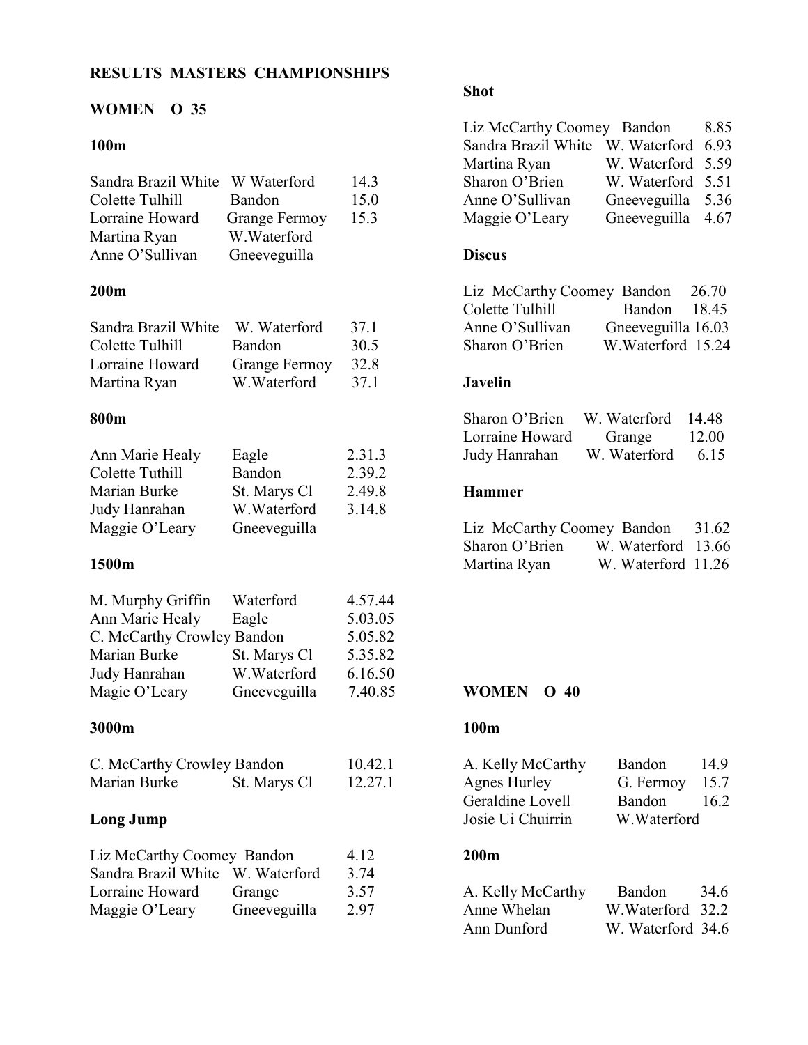# RESULTS MASTERS CHAMPIONSHIPS

## WOMEN O 35

### 100m

| | | |
|---|---|---|
| Sandra Brazil White | W Waterford | 14.3 |
| Colette Tulhill | Bandon | 15.0 |
| Lorraine Howard | Grange Fermoy | 15.3 |
| Martina Ryan | W.Waterford | |
| Anne O'Sullivan | Gneeveguilla | |

### 200m

| | | |
|---|---|---|
| Sandra Brazil White | W. Waterford | 37.1 |
| Colette Tulhill | Bandon | 30.5 |
| Lorraine Howard | Grange Fermoy | 32.8 |
| Martina Ryan | W.Waterford | 37.1 |

### 800m

| | | |
|---|---|---|
| Ann Marie Healy | Eagle | 2.31.3 |
| Colette Tuthill | Bandon | 2.39.2 |
| Marian Burke | St. Marys Cl | 2.49.8 |
| Judy Hanrahan | W.Waterford | 3.14.8 |
| Maggie O'Leary | Gneeveguilla | |

### 1500m

| | | |
|---|---|---|
| M. Murphy Griffin | Waterford | 4.57.44 |
| Ann Marie Healy | Eagle | 5.03.05 |
| C. McCarthy Crowley | Bandon | 5.05.82 |
| Marian Burke | St. Marys Cl | 5.35.82 |
| Judy Hanrahan | W.Waterford | 6.16.50 |
| Magie O'Leary | Gneeveguilla | 7.40.85 |

### 3000m

| | | |
|---|---|---|
| C. McCarthy Crowley | Bandon | 10.42.1 |
| Marian Burke | St. Marys Cl | 12.27.1 |

### Long Jump

| | | |
|---|---|---|
| Liz McCarthy Coomey | Bandon | 4.12 |
| Sandra Brazil White | W. Waterford | 3.74 |
| Lorraine Howard | Grange | 3.57 |
| Maggie O'Leary | Gneeveguilla | 2.97 |

### Shot

| | | |
|---|---|---|
| Liz McCarthy Coomey | Bandon | 8.85 |
| Sandra Brazil White | W. Waterford | 6.93 |
| Martina Ryan | W. Waterford | 5.59 |
| Sharon O'Brien | W. Waterford | 5.51 |
| Anne O'Sullivan | Gneeveguilla | 5.36 |
| Maggie O'Leary | Gneeveguilla | 4.67 |

### Discus

| | | |
|---|---|---|
| Liz McCarthy Coomey | Bandon | 26.70 |
| Colette Tulhill | Bandon | 18.45 |
| Anne O'Sullivan | Gneeveguilla | 16.03 |
| Sharon O'Brien | W.Waterford | 15.24 |

### Javelin

| | | |
|---|---|---|
| Sharon O'Brien | W. Waterford | 14.48 |
| Lorraine Howard | Grange | 12.00 |
| Judy Hanrahan | W. Waterford | 6.15 |

### Hammer

| | | |
|---|---|---|
| Liz McCarthy Coomey | Bandon | 31.62 |
| Sharon O'Brien | W. Waterford | 13.66 |
| Martina Ryan | W. Waterford | 11.26 |

## WOMEN O 40

### 100m

| | | |
|---|---|---|
| A. Kelly McCarthy | Bandon | 14.9 |
| Agnes Hurley | G. Fermoy | 15.7 |
| Geraldine Lovell | Bandon | 16.2 |
| Josie Ui Chuirrin | W.Waterford | |

### 200m

| | | |
|---|---|---|
| A. Kelly McCarthy | Bandon | 34.6 |
| Anne Whelan | W.Waterford | 32.2 |
| Ann Dunford | W. Waterford | 34.6 |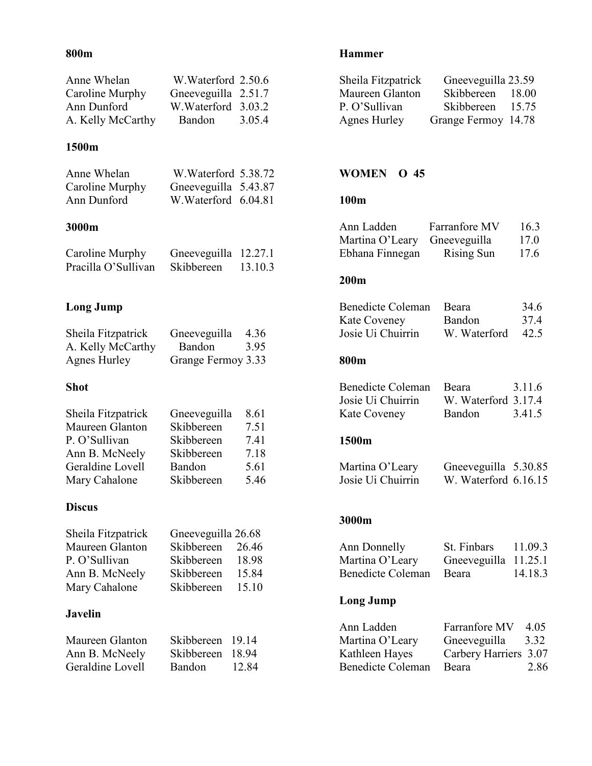### 800m

| | | |
|---|---|---|
| Anne Whelan | W.Waterford | 2.50.6 |
| Caroline Murphy | Gneeveguilla | 2.51.7 |
| Ann Dunford | W.Waterford | 3.03.2 |
| A. Kelly McCarthy | Bandon | 3.05.4 |

### 1500m

| | | |
|---|---|---|
| Anne Whelan | W.Waterford | 5.38.72 |
| Caroline Murphy | Gneeveguilla | 5.43.87 |
| Ann Dunford | W.Waterford | 6.04.81 |

### 3000m

| | | |
|---|---|---|
| Caroline Murphy | Gneeveguilla | 12.27.1 |
| Pracilla O'Sullivan | Skibbereen | 13.10.3 |

### Long Jump

| | | |
|---|---|---|
| Sheila Fitzpatrick | Gneeveguilla | 4.36 |
| A. Kelly McCarthy | Bandon | 3.95 |
| Agnes Hurley | Grange Fermoy | 3.33 |

### Shot

| | | |
|---|---|---|
| Sheila Fitzpatrick | Gneeveguilla | 8.61 |
| Maureen Glanton | Skibbereen | 7.51 |
| P. O'Sullivan | Skibbereen | 7.41 |
| Ann B. McNeely | Skibbereen | 7.18 |
| Geraldine Lovell | Bandon | 5.61 |
| Mary Cahalone | Skibbereen | 5.46 |

### Discus

| | | |
|---|---|---|
| Sheila Fitzpatrick | Gneeveguilla | 26.68 |
| Maureen Glanton | Skibbereen | 26.46 |
| P. O'Sullivan | Skibbereen | 18.98 |
| Ann B. McNeely | Skibbereen | 15.84 |
| Mary Cahalone | Skibbereen | 15.10 |

### Javelin

| | | |
|---|---|---|
| Maureen Glanton | Skibbereen | 19.14 |
| Ann B. McNeely | Skibbereen | 18.94 |
| Geraldine Lovell | Bandon | 12.84 |

### Hammer

| | | |
|---|---|---|
| Sheila Fitzpatrick | Gneeveguilla | 23.59 |
| Maureen Glanton | Skibbereen | 18.00 |
| P. O'Sullivan | Skibbereen | 15.75 |
| Agnes Hurley | Grange Fermoy | 14.78 |

## WOMEN O 45

### 100m

| | | |
|---|---|---|
| Ann Ladden | Farranfore MV | 16.3 |
| Martina O'Leary | Gneeveguilla | 17.0 |
| Ebhana Finnegan | Rising Sun | 17.6 |

### 200m

| | | |
|---|---|---|
| Benedicte Coleman | Beara | 34.6 |
| Kate Coveney | Bandon | 37.4 |
| Josie Ui Chuirrin | W. Waterford | 42.5 |

### 800m

| | | |
|---|---|---|
| Benedicte Coleman | Beara | 3.11.6 |
| Josie Ui Chuirrin | W. Waterford | 3.17.4 |
| Kate Coveney | Bandon | 3.41.5 |

### 1500m

| | | |
|---|---|---|
| Martina O'Leary | Gneeveguilla | 5.30.85 |
| Josie Ui Chuirrin | W. Waterford | 6.16.15 |

### 3000m

| | | |
|---|---|---|
| Ann Donnelly | St. Finbars | 11.09.3 |
| Martina O'Leary | Gneeveguilla | 11.25.1 |
| Benedicte Coleman | Beara | 14.18.3 |

### Long Jump

| | | |
|---|---|---|
| Ann Ladden | Farranfore MV | 4.05 |
| Martina O'Leary | Gneeveguilla | 3.32 |
| Kathleen Hayes | Carbery Harriers | 3.07 |
| Benedicte Coleman | Beara | 2.86 |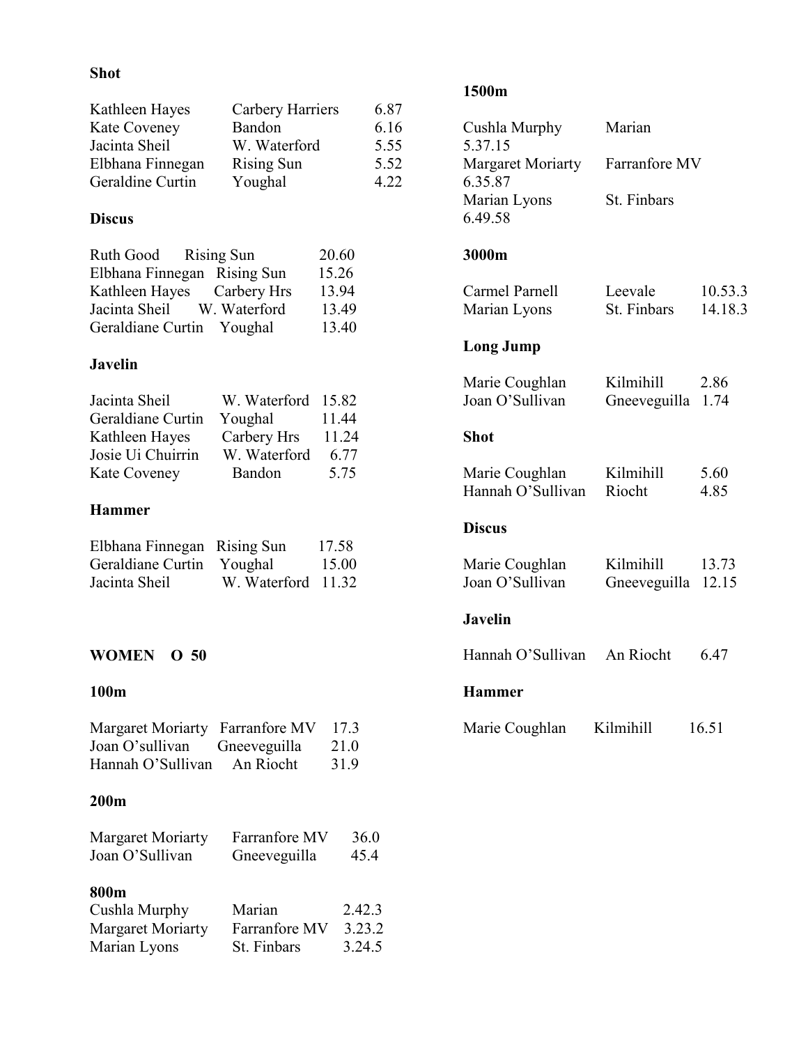**Shot**

| | | |
|---|---|---|
| Kathleen Hayes | Carbery Harriers | 6.87 |
| Kate Coveney | Bandon | 6.16 |
| Jacinta Sheil | W. Waterford | 5.55 |
| Elbhana Finnegan | Rising Sun | 5.52 |
| Geraldine Curtin | Youghal | 4.22 |

**Discus**

| | | |
|---|---|---|
| Ruth Good | Rising Sun | 20.60 |
| Elbhana Finnegan | Rising Sun | 15.26 |
| Kathleen Hayes | Carbery Hrs | 13.94 |
| Jacinta Sheil | W. Waterford | 13.49 |
| Geraldiane Curtin | Youghal | 13.40 |

**Javelin**

| | | |
|---|---|---|
| Jacinta Sheil | W. Waterford | 15.82 |
| Geraldiane Curtin | Youghal | 11.44 |
| Kathleen Hayes | Carbery Hrs | 11.24 |
| Josie Ui Chuirrin | W. Waterford | 6.77 |
| Kate Coveney | Bandon | 5.75 |

**Hammer**

| | | |
|---|---|---|
| Elbhana Finnegan | Rising Sun | 17.58 |
| Geraldiane Curtin | Youghal | 15.00 |
| Jacinta Sheil | W. Waterford | 11.32 |

**WOMEN O 50**

**100m**

| | | |
|---|---|---|
| Margaret Moriarty | Farranfore MV | 17.3 |
| Joan O'sullivan | Gneeveguilla | 21.0 |
| Hannah O'Sullivan | An Riocht | 31.9 |

**200m**

| | | |
|---|---|---|
| Margaret Moriarty | Farranfore MV | 36.0 |
| Joan O'Sullivan | Gneeveguilla | 45.4 |

**800m**

| | | |
|---|---|---|
| Cushla Murphy | Marian | 2.42.3 |
| Margaret Moriarty | Farranfore MV | 3.23.2 |
| Marian Lyons | St. Finbars | 3.24.5 |

**1500m**

| | | |
|---|---|---|
| Cushla Murphy | Marian | 5.37.15 |
| Margaret Moriarty | Farranfore MV | 6.35.87 |
| Marian Lyons | St. Finbars | 6.49.58 |

**3000m**

| | | |
|---|---|---|
| Carmel Parnell | Leevale | 10.53.3 |
| Marian Lyons | St. Finbars | 14.18.3 |

**Long Jump**

| | | |
|---|---|---|
| Marie Coughlan | Kilmihill | 2.86 |
| Joan O'Sullivan | Gneeveguilla | 1.74 |

**Shot**

| | | |
|---|---|---|
| Marie Coughlan | Kilmihill | 5.60 |
| Hannah O'Sullivan | Riocht | 4.85 |

**Discus**

| | | |
|---|---|---|
| Marie Coughlan | Kilmihill | 13.73 |
| Joan O'Sullivan | Gneeveguilla | 12.15 |

**Javelin**

| | | |
|---|---|---|
| Hannah O'Sullivan | An Riocht | 6.47 |

**Hammer**

| | | |
|---|---|---|
| Marie Coughlan | Kilmihill | 16.51 |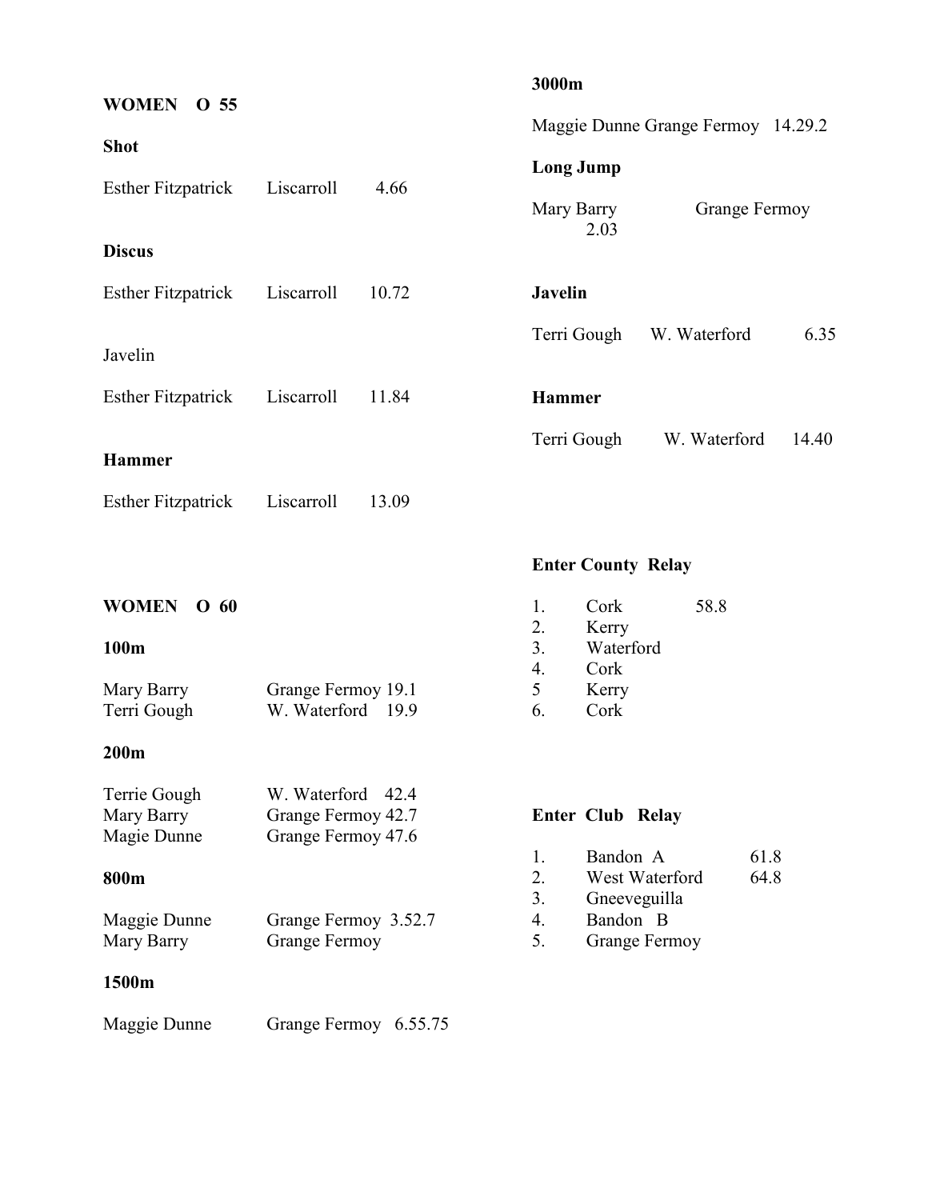## WOMEN O 55

**Shot**

Esther Fitzpatrick Liscarroll 4.66

**Discus**

Esther Fitzpatrick Liscarroll 10.72

Javelin

Esther Fitzpatrick Liscarroll 11.84

**Hammer**

Esther Fitzpatrick Liscarroll 13.09

## WOMEN O 60

**100m**

Mary Barry Grange Fermoy 19.1
Terri Gough W. Waterford 19.9

**200m**

Terrie Gough W. Waterford 42.4
Mary Barry Grange Fermoy 42.7
Magie Dunne Grange Fermoy 47.6

**800m**

Maggie Dunne Grange Fermoy 3.52.7
Mary Barry Grange Fermoy

**1500m**

Maggie Dunne Grange Fermoy 6.55.75

**3000m**

Maggie Dunne Grange Fermoy 14.29.2

**Long Jump**

Mary Barry Grange Fermoy 2.03

**Javelin**

Terri Gough W. Waterford 6.35

**Hammer**

Terri Gough W. Waterford 14.40

**Enter County Relay**

1. Cork 58.8
2. Kerry
3. Waterford
4. Cork
5 Kerry
6. Cork

**Enter Club Relay**

1. Bandon A 61.8
2. West Waterford 64.8
3. Gneeveguilla
4. Bandon B
5. Grange Fermoy